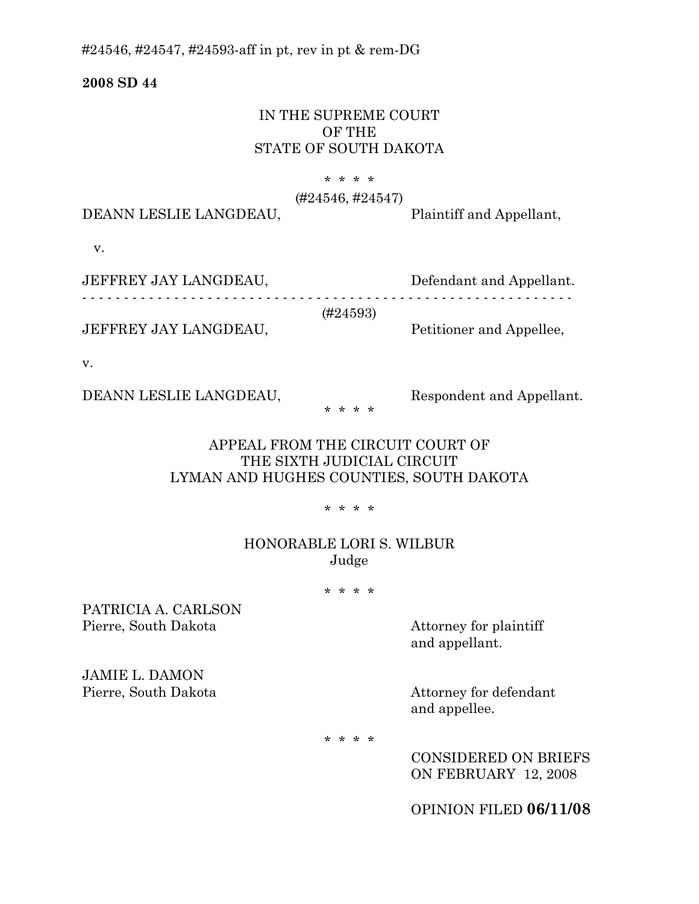#24546, #24547, #24593-aff in pt, rev in pt & rem-DG

**2008 SD 44**

IN THE SUPREME COURT
OF THE
STATE OF SOUTH DAKOTA

* * * *

(#24546, #24547)

DEANN LESLIE LANGDEAU, Plaintiff and Appellant,

v.

JEFFREY JAY LANGDEAU, Defendant and Appellant.

- - - - - - - - - - - - - - - - - - - - - - - - - - - - - - - - - - - - - - - - - - - - - - - - - - - - - - - - -

(#24593)

JEFFREY JAY LANGDEAU, Petitioner and Appellee,

v.

DEANN LESLIE LANGDEAU, Respondent and Appellant.

* * * *

APPEAL FROM THE CIRCUIT COURT OF
THE SIXTH JUDICIAL CIRCUIT
LYMAN AND HUGHES COUNTIES, SOUTH DAKOTA

* * * *

HONORABLE LORI S. WILBUR
Judge

* * * *

PATRICIA A. CARLSON
Pierre, South Dakota — Attorney for plaintiff and appellant.

JAMIE L. DAMON
Pierre, South Dakota — Attorney for defendant and appellee.

* * * *

CONSIDERED ON BRIEFS
ON FEBRUARY 12, 2008

OPINION FILED **06/11/08**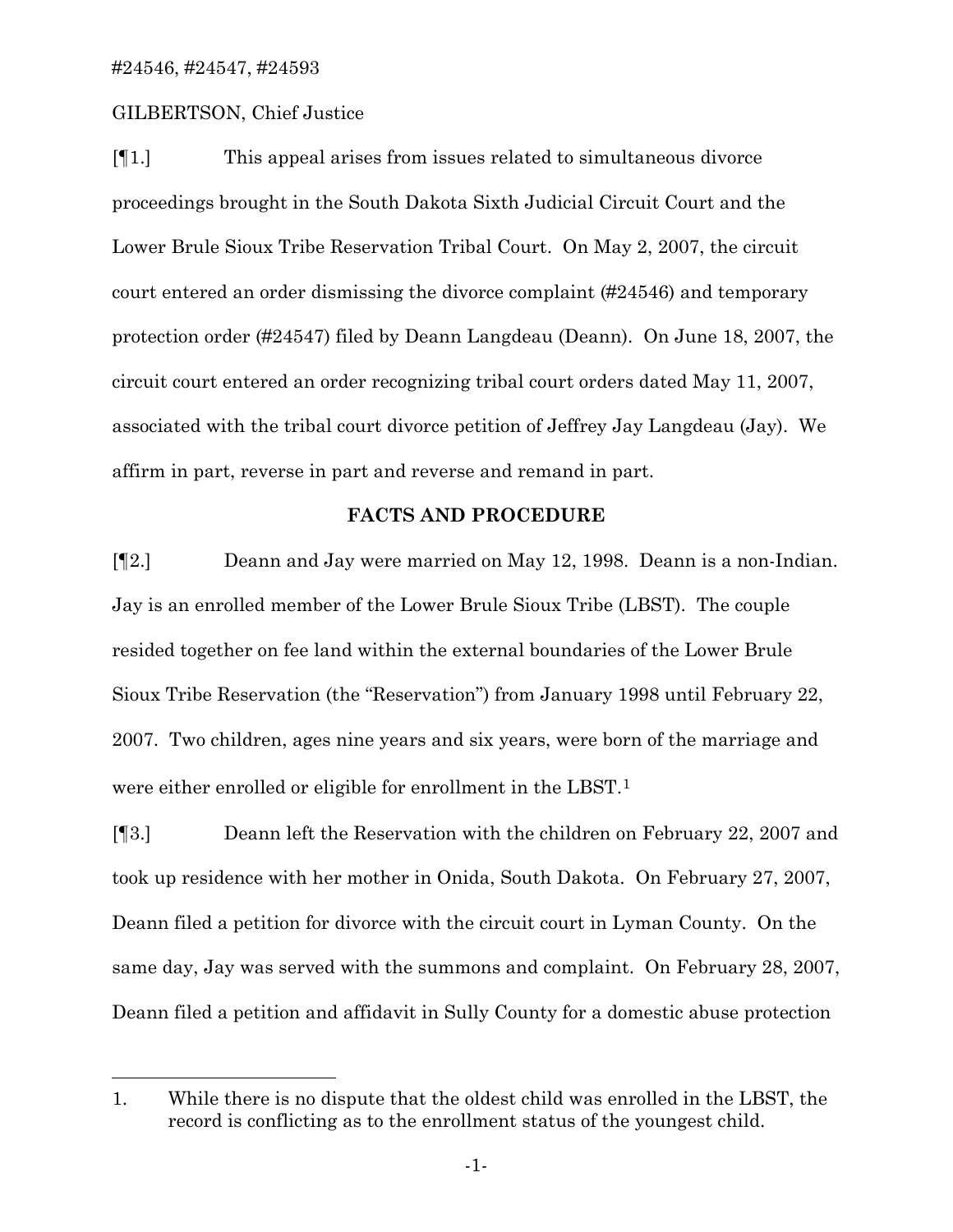#24546, #24547, #24593

GILBERTSON, Chief Justice

[¶1.] This appeal arises from issues related to simultaneous divorce proceedings brought in the South Dakota Sixth Judicial Circuit Court and the Lower Brule Sioux Tribe Reservation Tribal Court. On May 2, 2007, the circuit court entered an order dismissing the divorce complaint (#24546) and temporary protection order (#24547) filed by Deann Langdeau (Deann). On June 18, 2007, the circuit court entered an order recognizing tribal court orders dated May 11, 2007, associated with the tribal court divorce petition of Jeffrey Jay Langdeau (Jay). We affirm in part, reverse in part and reverse and remand in part.

## FACTS AND PROCEDURE

[¶2.] Deann and Jay were married on May 12, 1998. Deann is a non-Indian. Jay is an enrolled member of the Lower Brule Sioux Tribe (LBST). The couple resided together on fee land within the external boundaries of the Lower Brule Sioux Tribe Reservation (the "Reservation") from January 1998 until February 22, 2007. Two children, ages nine years and six years, were born of the marriage and were either enrolled or eligible for enrollment in the LBST.[1]

[¶3.] Deann left the Reservation with the children on February 22, 2007 and took up residence with her mother in Onida, South Dakota. On February 27, 2007, Deann filed a petition for divorce with the circuit court in Lyman County. On the same day, Jay was served with the summons and complaint. On February 28, 2007, Deann filed a petition and affidavit in Sully County for a domestic abuse protection

---

1. While there is no dispute that the oldest child was enrolled in the LBST, the record is conflicting as to the enrollment status of the youngest child.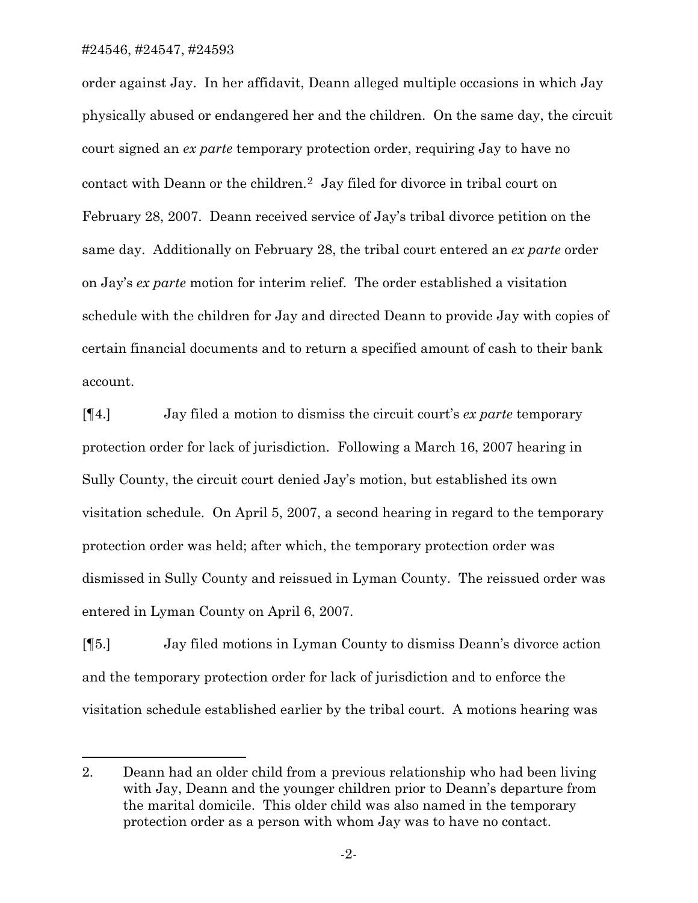order against Jay. In her affidavit, Deann alleged multiple occasions in which Jay physically abused or endangered her and the children. On the same day, the circuit court signed an *ex parte* temporary protection order, requiring Jay to have no contact with Deann or the children.[2] Jay filed for divorce in tribal court on February 28, 2007. Deann received service of Jay's tribal divorce petition on the same day. Additionally on February 28, the tribal court entered an *ex parte* order on Jay's *ex parte* motion for interim relief. The order established a visitation schedule with the children for Jay and directed Deann to provide Jay with copies of certain financial documents and to return a specified amount of cash to their bank account.

[¶4.] Jay filed a motion to dismiss the circuit court's *ex parte* temporary protection order for lack of jurisdiction. Following a March 16, 2007 hearing in Sully County, the circuit court denied Jay's motion, but established its own visitation schedule. On April 5, 2007, a second hearing in regard to the temporary protection order was held; after which, the temporary protection order was dismissed in Sully County and reissued in Lyman County. The reissued order was entered in Lyman County on April 6, 2007.

[¶5.] Jay filed motions in Lyman County to dismiss Deann's divorce action and the temporary protection order for lack of jurisdiction and to enforce the visitation schedule established earlier by the tribal court. A motions hearing was

---

2. Deann had an older child from a previous relationship who had been living with Jay, Deann and the younger children prior to Deann's departure from the marital domicile. This older child was also named in the temporary protection order as a person with whom Jay was to have no contact.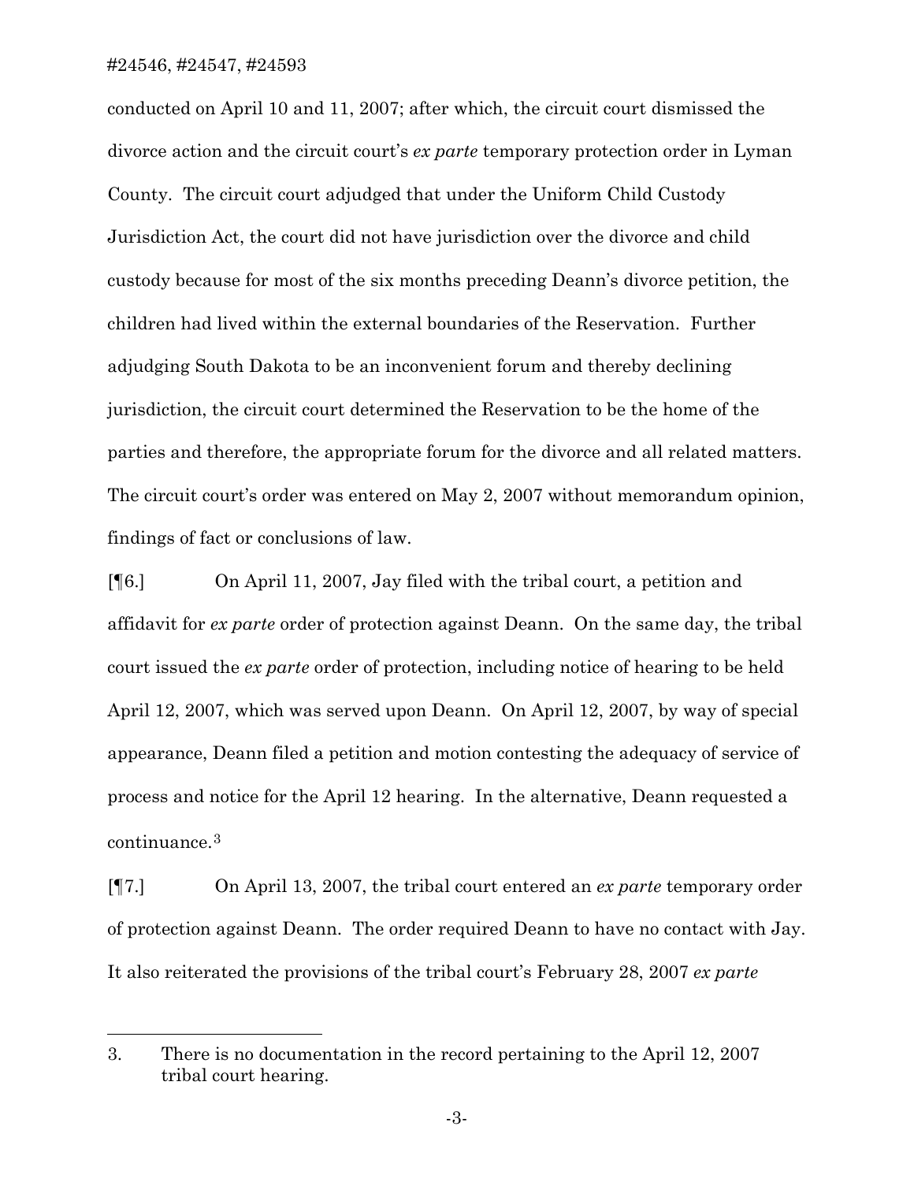conducted on April 10 and 11, 2007; after which, the circuit court dismissed the divorce action and the circuit court's *ex parte* temporary protection order in Lyman County. The circuit court adjudged that under the Uniform Child Custody Jurisdiction Act, the court did not have jurisdiction over the divorce and child custody because for most of the six months preceding Deann's divorce petition, the children had lived within the external boundaries of the Reservation. Further adjudging South Dakota to be an inconvenient forum and thereby declining jurisdiction, the circuit court determined the Reservation to be the home of the parties and therefore, the appropriate forum for the divorce and all related matters. The circuit court's order was entered on May 2, 2007 without memorandum opinion, findings of fact or conclusions of law.

[¶6.] On April 11, 2007, Jay filed with the tribal court, a petition and affidavit for *ex parte* order of protection against Deann. On the same day, the tribal court issued the *ex parte* order of protection, including notice of hearing to be held April 12, 2007, which was served upon Deann. On April 12, 2007, by way of special appearance, Deann filed a petition and motion contesting the adequacy of service of process and notice for the April 12 hearing. In the alternative, Deann requested a continuance.[3]

[¶7.] On April 13, 2007, the tribal court entered an *ex parte* temporary order of protection against Deann. The order required Deann to have no contact with Jay. It also reiterated the provisions of the tribal court's February 28, 2007 *ex parte*

---

3. There is no documentation in the record pertaining to the April 12, 2007 tribal court hearing.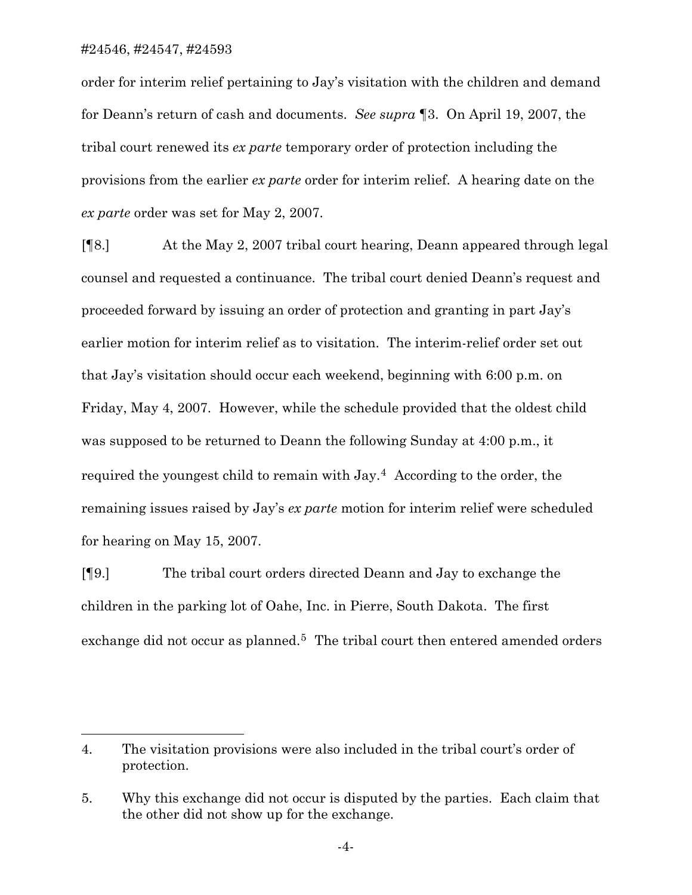order for interim relief pertaining to Jay's visitation with the children and demand for Deann's return of cash and documents. *See supra* ¶3. On April 19, 2007, the tribal court renewed its *ex parte* temporary order of protection including the provisions from the earlier *ex parte* order for interim relief. A hearing date on the *ex parte* order was set for May 2, 2007.

[¶8.] At the May 2, 2007 tribal court hearing, Deann appeared through legal counsel and requested a continuance. The tribal court denied Deann's request and proceeded forward by issuing an order of protection and granting in part Jay's earlier motion for interim relief as to visitation. The interim-relief order set out that Jay's visitation should occur each weekend, beginning with 6:00 p.m. on Friday, May 4, 2007. However, while the schedule provided that the oldest child was supposed to be returned to Deann the following Sunday at 4:00 p.m., it required the youngest child to remain with Jay.[4] According to the order, the remaining issues raised by Jay's *ex parte* motion for interim relief were scheduled for hearing on May 15, 2007.

[¶9.] The tribal court orders directed Deann and Jay to exchange the children in the parking lot of Oahe, Inc. in Pierre, South Dakota. The first exchange did not occur as planned.[5] The tribal court then entered amended orders

---

4. The visitation provisions were also included in the tribal court's order of protection.

5. Why this exchange did not occur is disputed by the parties. Each claim that the other did not show up for the exchange.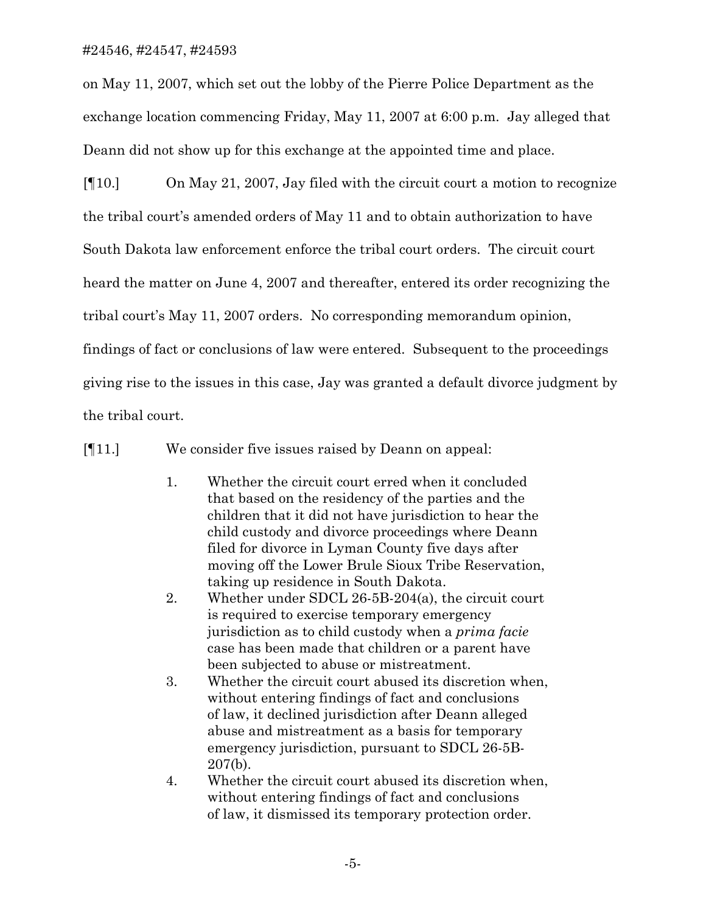on May 11, 2007, which set out the lobby of the Pierre Police Department as the exchange location commencing Friday, May 11, 2007 at 6:00 p.m. Jay alleged that Deann did not show up for this exchange at the appointed time and place.

[¶10.] On May 21, 2007, Jay filed with the circuit court a motion to recognize the tribal court's amended orders of May 11 and to obtain authorization to have South Dakota law enforcement enforce the tribal court orders. The circuit court heard the matter on June 4, 2007 and thereafter, entered its order recognizing the tribal court's May 11, 2007 orders. No corresponding memorandum opinion, findings of fact or conclusions of law were entered. Subsequent to the proceedings giving rise to the issues in this case, Jay was granted a default divorce judgment by the tribal court.

[¶11.] We consider five issues raised by Deann on appeal:

1. Whether the circuit court erred when it concluded that based on the residency of the parties and the children that it did not have jurisdiction to hear the child custody and divorce proceedings where Deann filed for divorce in Lyman County five days after moving off the Lower Brule Sioux Tribe Reservation, taking up residence in South Dakota.
2. Whether under SDCL 26-5B-204(a), the circuit court is required to exercise temporary emergency jurisdiction as to child custody when a *prima facie* case has been made that children or a parent have been subjected to abuse or mistreatment.
3. Whether the circuit court abused its discretion when, without entering findings of fact and conclusions of law, it declined jurisdiction after Deann alleged abuse and mistreatment as a basis for temporary emergency jurisdiction, pursuant to SDCL 26-5B-207(b).
4. Whether the circuit court abused its discretion when, without entering findings of fact and conclusions of law, it dismissed its temporary protection order.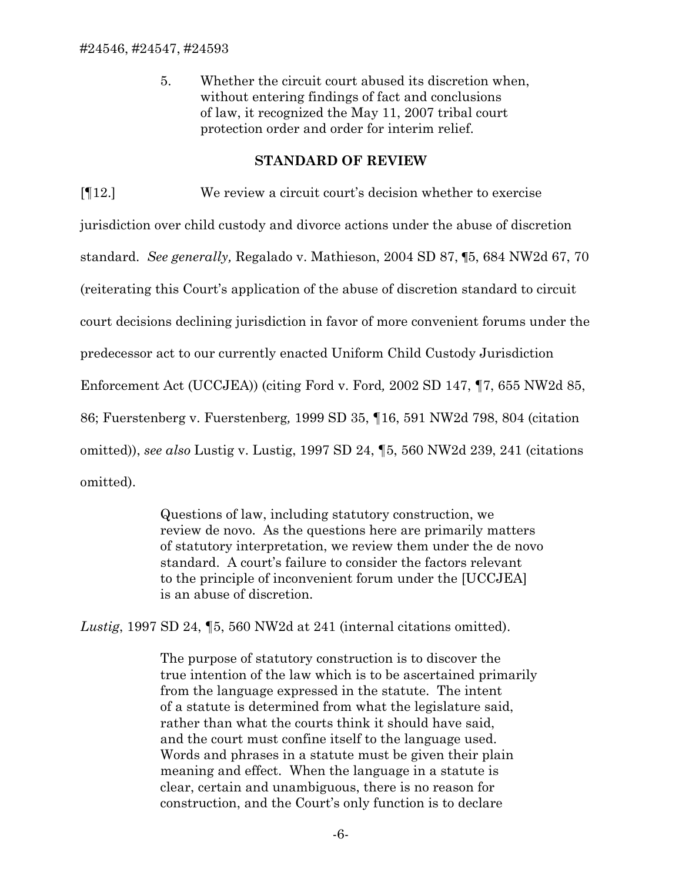5. Whether the circuit court abused its discretion when, without entering findings of fact and conclusions of law, it recognized the May 11, 2007 tribal court protection order and order for interim relief.

## STANDARD OF REVIEW

[¶12.] We review a circuit court's decision whether to exercise jurisdiction over child custody and divorce actions under the abuse of discretion standard. *See generally,* Regalado v. Mathieson, 2004 SD 87, ¶5, 684 NW2d 67, 70 (reiterating this Court's application of the abuse of discretion standard to circuit court decisions declining jurisdiction in favor of more convenient forums under the predecessor act to our currently enacted Uniform Child Custody Jurisdiction Enforcement Act (UCCJEA)) (citing Ford v. Ford*,* 2002 SD 147, ¶7, 655 NW2d 85, 86; Fuerstenberg v. Fuerstenberg*,* 1999 SD 35, ¶16, 591 NW2d 798, 804 (citation omitted)), *see also* Lustig v. Lustig, 1997 SD 24, ¶5, 560 NW2d 239, 241 (citations omitted).

> Questions of law, including statutory construction, we review de novo. As the questions here are primarily matters of statutory interpretation, we review them under the de novo standard. A court's failure to consider the factors relevant to the principle of inconvenient forum under the [UCCJEA] is an abuse of discretion.

*Lustig*, 1997 SD 24, ¶5, 560 NW2d at 241 (internal citations omitted).

> The purpose of statutory construction is to discover the true intention of the law which is to be ascertained primarily from the language expressed in the statute. The intent of a statute is determined from what the legislature said, rather than what the courts think it should have said, and the court must confine itself to the language used. Words and phrases in a statute must be given their plain meaning and effect. When the language in a statute is clear, certain and unambiguous, there is no reason for construction, and the Court's only function is to declare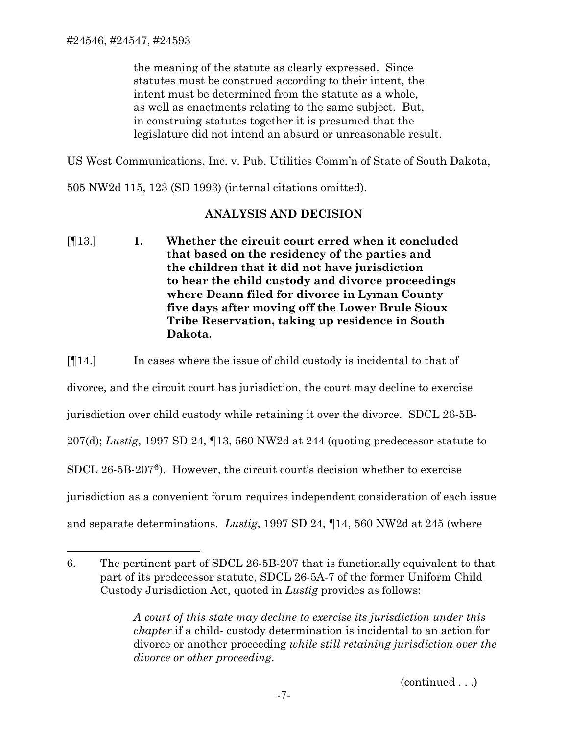the meaning of the statute as clearly expressed. Since statutes must be construed according to their intent, the intent must be determined from the statute as a whole, as well as enactments relating to the same subject. But, in construing statutes together it is presumed that the legislature did not intend an absurd or unreasonable result.

US West Communications, Inc. v. Pub. Utilities Comm'n of State of South Dakota, 505 NW2d 115, 123 (SD 1993) (internal citations omitted).

## ANALYSIS AND DECISION

[¶13.] **1. Whether the circuit court erred when it concluded that based on the residency of the parties and the children that it did not have jurisdiction to hear the child custody and divorce proceedings where Deann filed for divorce in Lyman County five days after moving off the Lower Brule Sioux Tribe Reservation, taking up residence in South Dakota.**

[¶14.] In cases where the issue of child custody is incidental to that of divorce, and the circuit court has jurisdiction, the court may decline to exercise jurisdiction over child custody while retaining it over the divorce. SDCL 26-5B-207(d); *Lustig*, 1997 SD 24, ¶13, 560 NW2d at 244 (quoting predecessor statute to SDCL 26-5B-207[6]). However, the circuit court's decision whether to exercise jurisdiction as a convenient forum requires independent consideration of each issue and separate determinations. *Lustig*, 1997 SD 24, ¶14, 560 NW2d at 245 (where

---

6. The pertinent part of SDCL 26-5B-207 that is functionally equivalent to that part of its predecessor statute, SDCL 26-5A-7 of the former Uniform Child Custody Jurisdiction Act, quoted in *Lustig* provides as follows:

> *A court of this state may decline to exercise its jurisdiction under this chapter* if a child- custody determination is incidental to an action for divorce or another proceeding *while still retaining jurisdiction over the divorce or other proceeding*.

(continued . . .)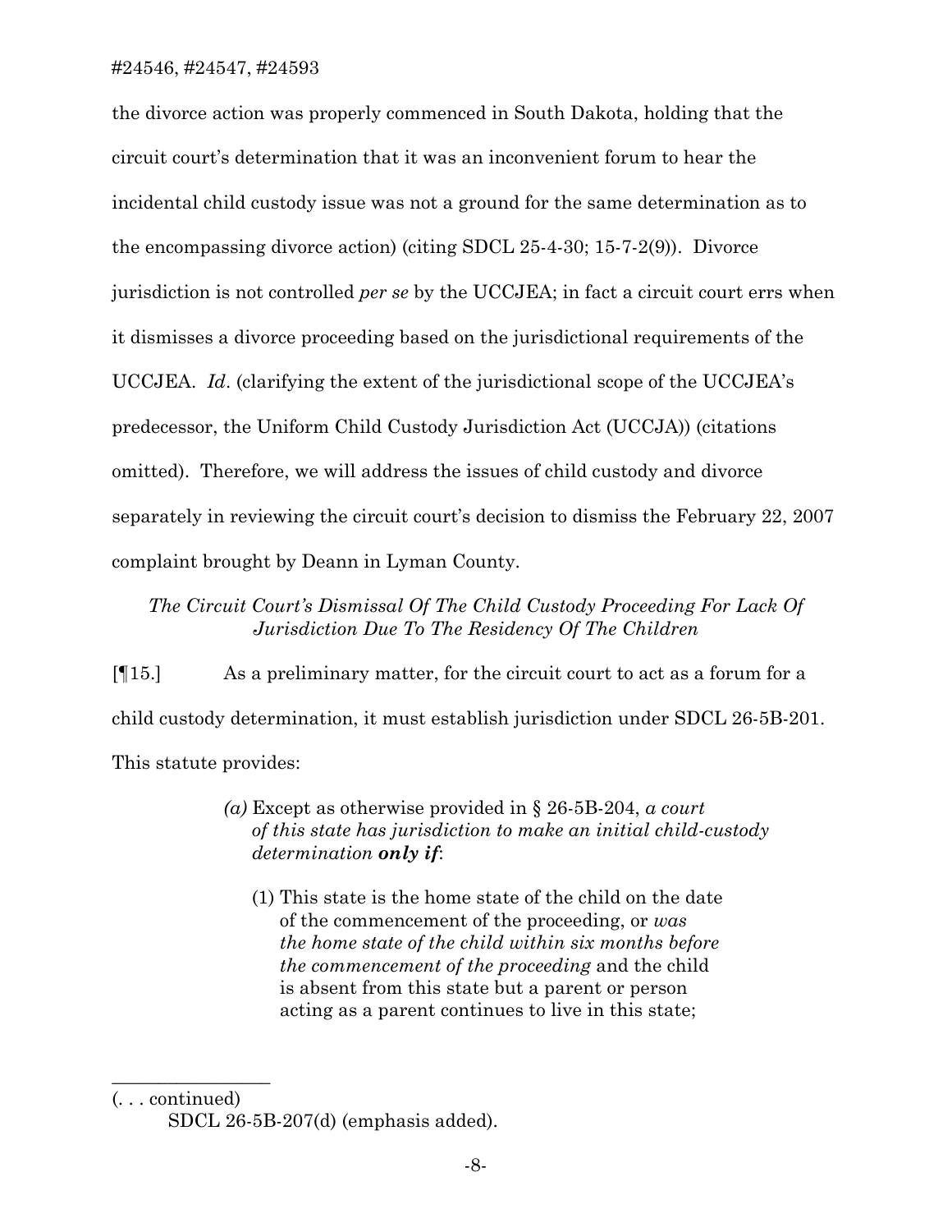the divorce action was properly commenced in South Dakota, holding that the circuit court's determination that it was an inconvenient forum to hear the incidental child custody issue was not a ground for the same determination as to the encompassing divorce action) (citing SDCL 25-4-30; 15-7-2(9)). Divorce jurisdiction is not controlled *per se* by the UCCJEA; in fact a circuit court errs when it dismisses a divorce proceeding based on the jurisdictional requirements of the UCCJEA. *Id*. (clarifying the extent of the jurisdictional scope of the UCCJEA's predecessor, the Uniform Child Custody Jurisdiction Act (UCCJA)) (citations omitted). Therefore, we will address the issues of child custody and divorce separately in reviewing the circuit court's decision to dismiss the February 22, 2007 complaint brought by Deann in Lyman County.

*The Circuit Court's Dismissal Of The Child Custody Proceeding For Lack Of Jurisdiction Due To The Residency Of The Children*

[¶15.] As a preliminary matter, for the circuit court to act as a forum for a child custody determination, it must establish jurisdiction under SDCL 26-5B-201. This statute provides:

> *(a)* Except as otherwise provided in § 26-5B-204, *a court of this state has jurisdiction to make an initial child-custody determination **only if***:
>
> (1) This state is the home state of the child on the date of the commencement of the proceeding, or *was the home state of the child within six months before the commencement of the proceeding* and the child is absent from this state but a parent or person acting as a parent continues to live in this state;

---

(. . . continued)

SDCL 26-5B-207(d) (emphasis added).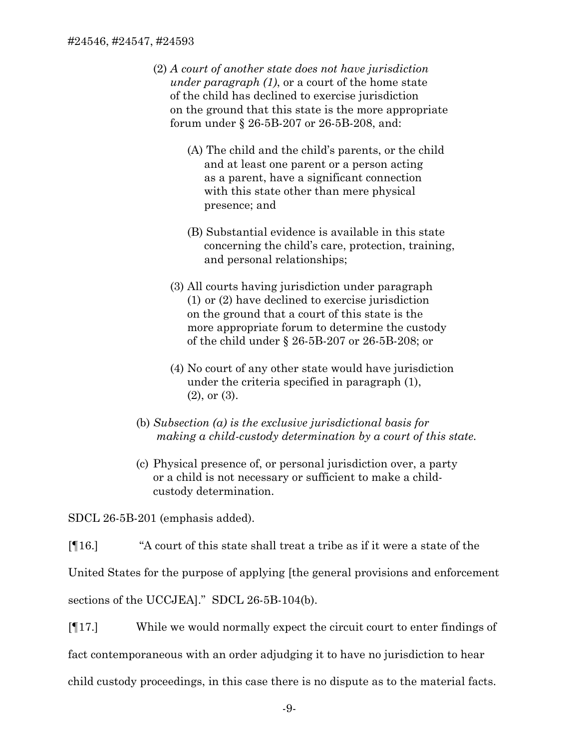(2) *A court of another state does not have jurisdiction under paragraph (1)*, or a court of the home state of the child has declined to exercise jurisdiction on the ground that this state is the more appropriate forum under § 26-5B-207 or 26-5B-208, and:

(A) The child and the child's parents, or the child and at least one parent or a person acting as a parent, have a significant connection with this state other than mere physical presence; and

(B) Substantial evidence is available in this state concerning the child's care, protection, training, and personal relationships;

(3) All courts having jurisdiction under paragraph (1) or (2) have declined to exercise jurisdiction on the ground that a court of this state is the more appropriate forum to determine the custody of the child under § 26-5B-207 or 26-5B-208; or

(4) No court of any other state would have jurisdiction under the criteria specified in paragraph (1), (2), or (3).

(b) *Subsection (a) is the exclusive jurisdictional basis for making a child-custody determination by a court of this state.*

(c) Physical presence of, or personal jurisdiction over, a party or a child is not necessary or sufficient to make a child-custody determination.

SDCL 26-5B-201 (emphasis added).

[¶16.] "A court of this state shall treat a tribe as if it were a state of the United States for the purpose of applying [the general provisions and enforcement sections of the UCCJEA]." SDCL 26-5B-104(b).

[¶17.] While we would normally expect the circuit court to enter findings of fact contemporaneous with an order adjudging it to have no jurisdiction to hear child custody proceedings, in this case there is no dispute as to the material facts.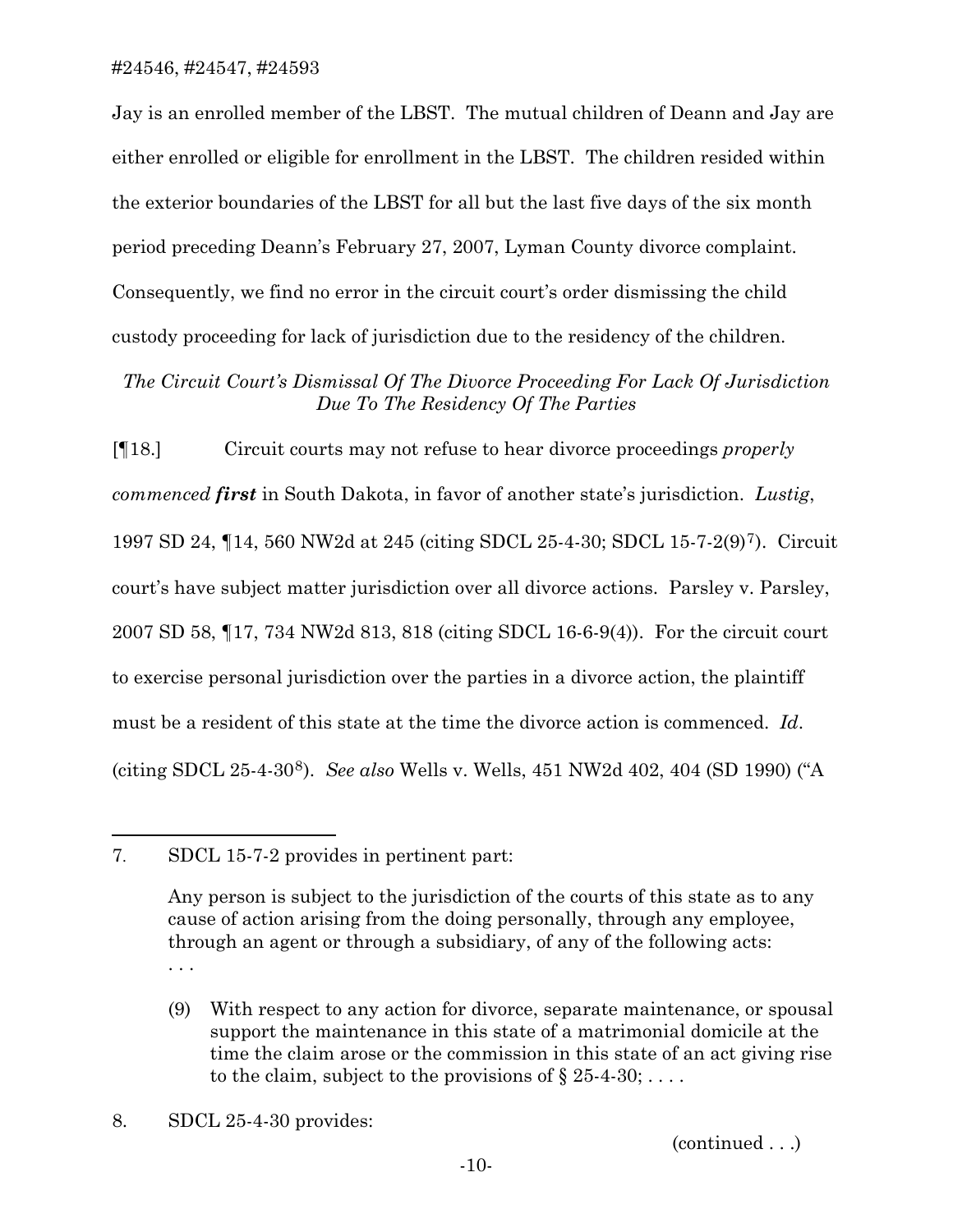Jay is an enrolled member of the LBST. The mutual children of Deann and Jay are either enrolled or eligible for enrollment in the LBST. The children resided within the exterior boundaries of the LBST for all but the last five days of the six month period preceding Deann's February 27, 2007, Lyman County divorce complaint. Consequently, we find no error in the circuit court's order dismissing the child custody proceeding for lack of jurisdiction due to the residency of the children.

*The Circuit Court's Dismissal Of The Divorce Proceeding For Lack Of Jurisdiction Due To The Residency Of The Parties*

[¶18.] Circuit courts may not refuse to hear divorce proceedings *properly commenced* ***first*** in South Dakota, in favor of another state's jurisdiction. *Lustig*, 1997 SD 24, ¶14, 560 NW2d at 245 (citing SDCL 25-4-30; SDCL 15-7-2(9)[7]). Circuit court's have subject matter jurisdiction over all divorce actions. Parsley v. Parsley, 2007 SD 58, ¶17, 734 NW2d 813, 818 (citing SDCL 16-6-9(4)). For the circuit court to exercise personal jurisdiction over the parties in a divorce action, the plaintiff must be a resident of this state at the time the divorce action is commenced. *Id.* (citing SDCL 25-4-30[8]). *See also* Wells v. Wells, 451 NW2d 402, 404 (SD 1990) ("A

---

7. SDCL 15-7-2 provides in pertinent part:

   Any person is subject to the jurisdiction of the courts of this state as to any cause of action arising from the doing personally, through any employee, through an agent or through a subsidiary, of any of the following acts:
   . . .

   (9) With respect to any action for divorce, separate maintenance, or spousal support the maintenance in this state of a matrimonial domicile at the time the claim arose or the commission in this state of an act giving rise to the claim, subject to the provisions of § 25-4-30; . . . .

8. SDCL 25-4-30 provides:

(continued . . .)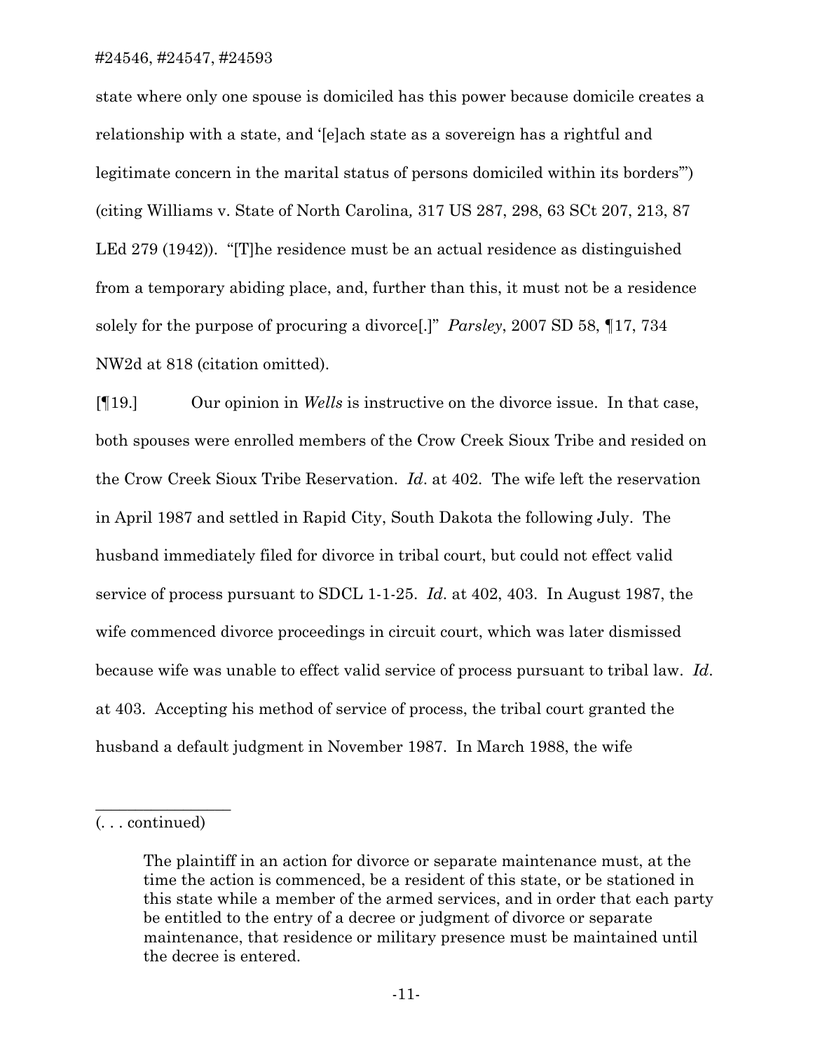state where only one spouse is domiciled has this power because domicile creates a relationship with a state, and '[e]ach state as a sovereign has a rightful and legitimate concern in the marital status of persons domiciled within its borders'") (citing Williams v. State of North Carolina, 317 US 287, 298, 63 SCt 207, 213, 87 LEd 279 (1942)). "[T]he residence must be an actual residence as distinguished from a temporary abiding place, and, further than this, it must not be a residence solely for the purpose of procuring a divorce[.]" *Parsley*, 2007 SD 58, ¶17, 734 NW2d at 818 (citation omitted).

[¶19.] Our opinion in *Wells* is instructive on the divorce issue. In that case, both spouses were enrolled members of the Crow Creek Sioux Tribe and resided on the Crow Creek Sioux Tribe Reservation. *Id*. at 402. The wife left the reservation in April 1987 and settled in Rapid City, South Dakota the following July. The husband immediately filed for divorce in tribal court, but could not effect valid service of process pursuant to SDCL 1-1-25. *Id*. at 402, 403. In August 1987, the wife commenced divorce proceedings in circuit court, which was later dismissed because wife was unable to effect valid service of process pursuant to tribal law. *Id*. at 403. Accepting his method of service of process, the tribal court granted the husband a default judgment in November 1987. In March 1988, the wife

\_\_\_\_\_\_\_\_\_\_\_\_\_\_\_\_\_\_

(. . . continued)

> The plaintiff in an action for divorce or separate maintenance must, at the time the action is commenced, be a resident of this state, or be stationed in this state while a member of the armed services, and in order that each party be entitled to the entry of a decree or judgment of divorce or separate maintenance, that residence or military presence must be maintained until the decree is entered.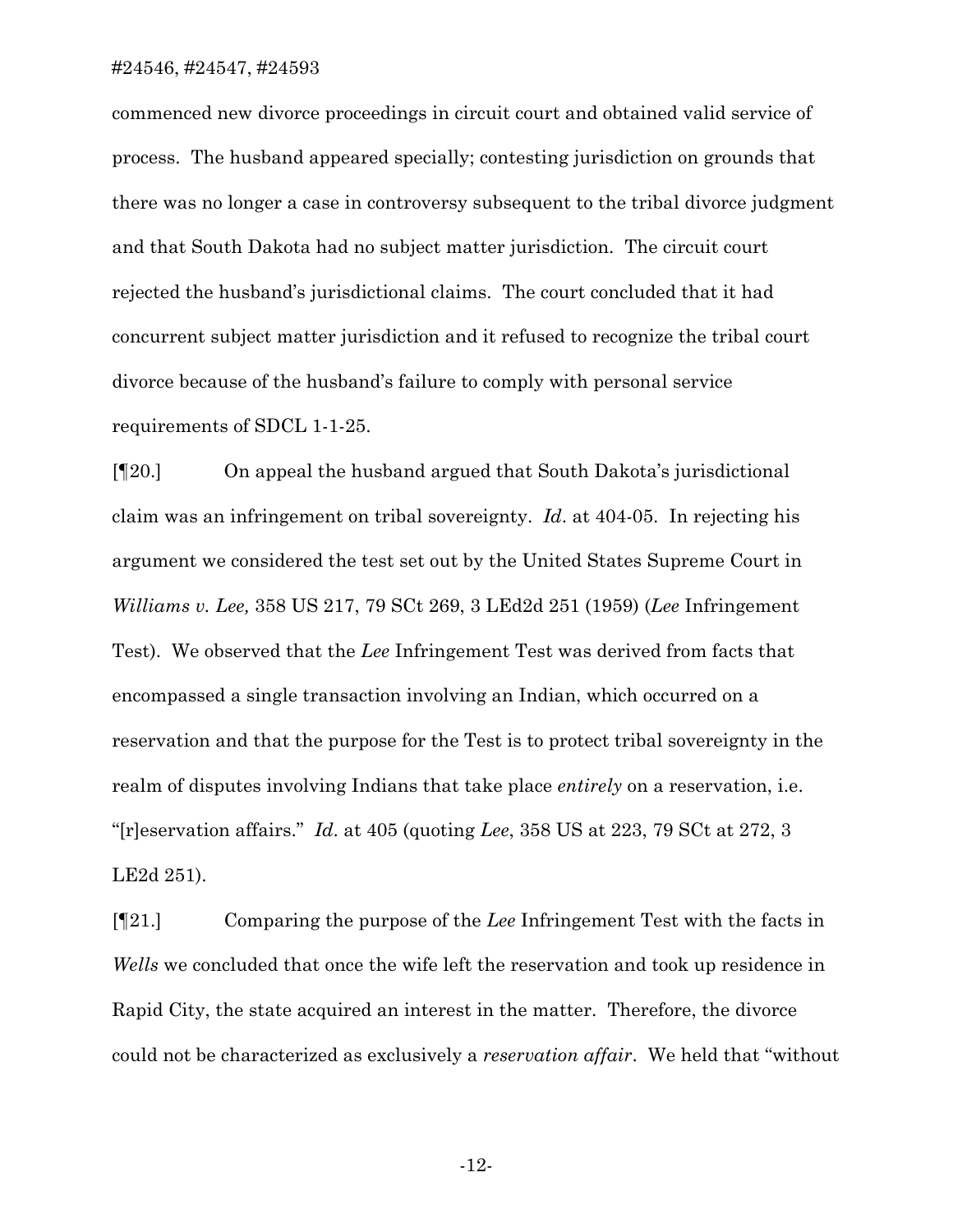commenced new divorce proceedings in circuit court and obtained valid service of process. The husband appeared specially; contesting jurisdiction on grounds that there was no longer a case in controversy subsequent to the tribal divorce judgment and that South Dakota had no subject matter jurisdiction. The circuit court rejected the husband's jurisdictional claims. The court concluded that it had concurrent subject matter jurisdiction and it refused to recognize the tribal court divorce because of the husband's failure to comply with personal service requirements of SDCL 1-1-25.

[¶20.] On appeal the husband argued that South Dakota's jurisdictional claim was an infringement on tribal sovereignty. *Id*. at 404-05. In rejecting his argument we considered the test set out by the United States Supreme Court in *Williams v. Lee,* 358 US 217, 79 SCt 269, 3 LEd2d 251 (1959) (*Lee* Infringement Test). We observed that the *Lee* Infringement Test was derived from facts that encompassed a single transaction involving an Indian, which occurred on a reservation and that the purpose for the Test is to protect tribal sovereignty in the realm of disputes involving Indians that take place *entirely* on a reservation, i.e. "[r]eservation affairs." *Id*. at 405 (quoting *Lee*, 358 US at 223, 79 SCt at 272, 3 LE2d 251).

[¶21.] Comparing the purpose of the *Lee* Infringement Test with the facts in *Wells* we concluded that once the wife left the reservation and took up residence in Rapid City, the state acquired an interest in the matter. Therefore, the divorce could not be characterized as exclusively a *reservation affair*. We held that "without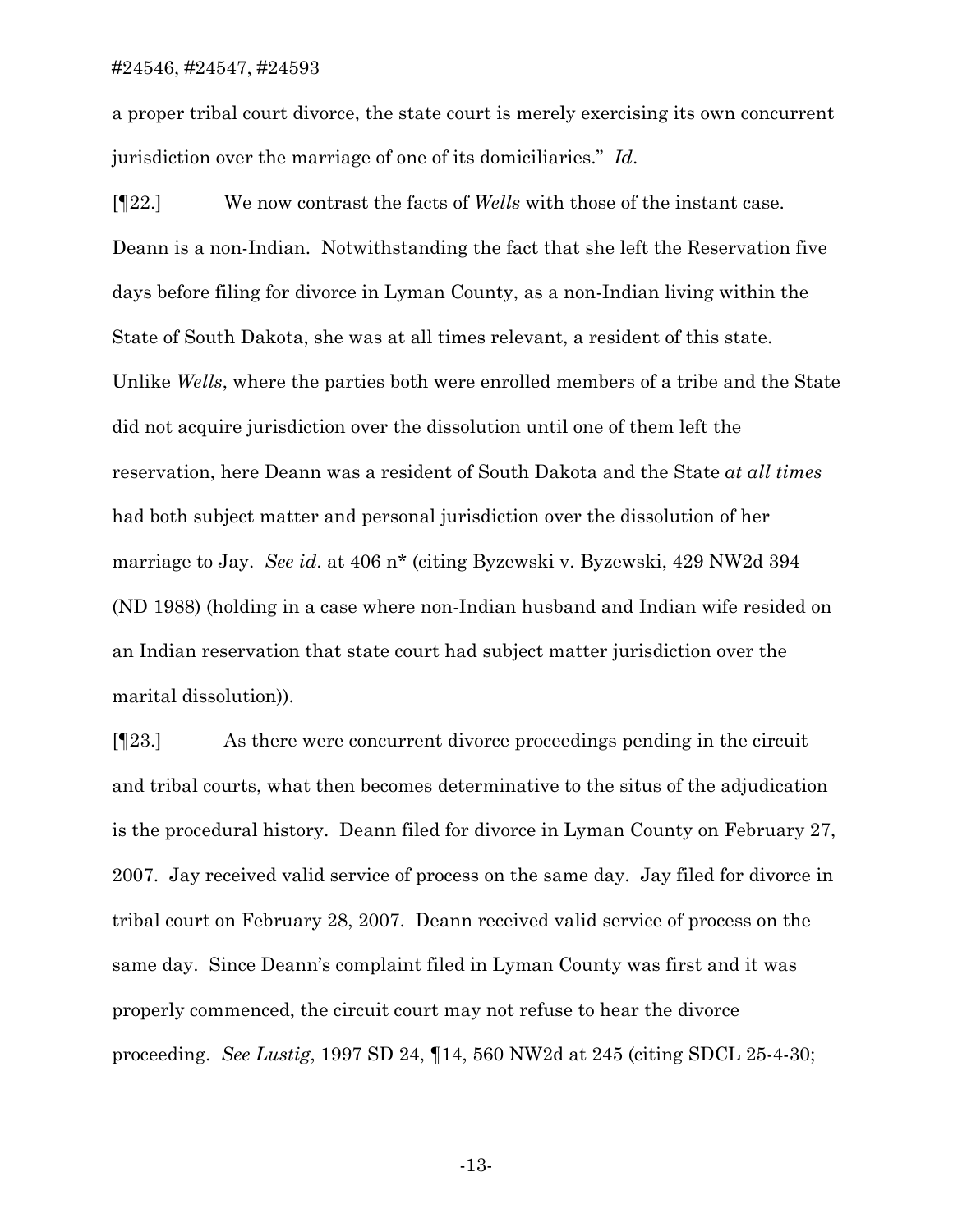a proper tribal court divorce, the state court is merely exercising its own concurrent jurisdiction over the marriage of one of its domiciliaries." *Id*.

[¶22.] We now contrast the facts of *Wells* with those of the instant case. Deann is a non-Indian. Notwithstanding the fact that she left the Reservation five days before filing for divorce in Lyman County, as a non-Indian living within the State of South Dakota, she was at all times relevant, a resident of this state. Unlike *Wells*, where the parties both were enrolled members of a tribe and the State did not acquire jurisdiction over the dissolution until one of them left the reservation, here Deann was a resident of South Dakota and the State *at all times* had both subject matter and personal jurisdiction over the dissolution of her marriage to Jay. *See id*. at 406 n* (citing Byzewski v. Byzewski, 429 NW2d 394 (ND 1988) (holding in a case where non-Indian husband and Indian wife resided on an Indian reservation that state court had subject matter jurisdiction over the marital dissolution)).

[¶23.] As there were concurrent divorce proceedings pending in the circuit and tribal courts, what then becomes determinative to the situs of the adjudication is the procedural history. Deann filed for divorce in Lyman County on February 27, 2007. Jay received valid service of process on the same day. Jay filed for divorce in tribal court on February 28, 2007. Deann received valid service of process on the same day. Since Deann's complaint filed in Lyman County was first and it was properly commenced, the circuit court may not refuse to hear the divorce proceeding. *See Lustig*, 1997 SD 24, ¶14, 560 NW2d at 245 (citing SDCL 25-4-30;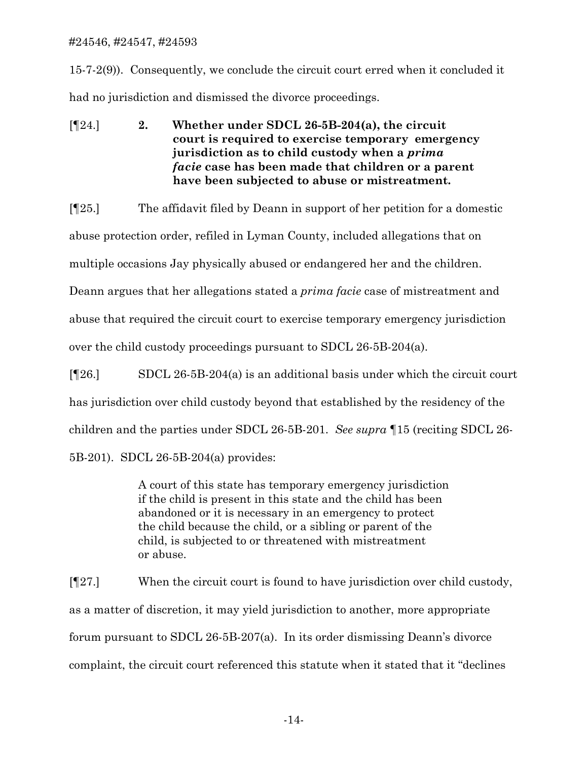15-7-2(9)). Consequently, we conclude the circuit court erred when it concluded it had no jurisdiction and dismissed the divorce proceedings.

[¶24.] **2. Whether under SDCL 26-5B-204(a), the circuit court is required to exercise temporary emergency jurisdiction as to child custody when a *prima facie* case has been made that children or a parent have been subjected to abuse or mistreatment.**

[¶25.] The affidavit filed by Deann in support of her petition for a domestic abuse protection order, refiled in Lyman County, included allegations that on multiple occasions Jay physically abused or endangered her and the children. Deann argues that her allegations stated a *prima facie* case of mistreatment and abuse that required the circuit court to exercise temporary emergency jurisdiction over the child custody proceedings pursuant to SDCL 26-5B-204(a).

[¶26.] SDCL 26-5B-204(a) is an additional basis under which the circuit court has jurisdiction over child custody beyond that established by the residency of the children and the parties under SDCL 26-5B-201. *See supra* ¶15 (reciting SDCL 26-5B-201). SDCL 26-5B-204(a) provides:

> A court of this state has temporary emergency jurisdiction if the child is present in this state and the child has been abandoned or it is necessary in an emergency to protect the child because the child, or a sibling or parent of the child, is subjected to or threatened with mistreatment or abuse.

[¶27.] When the circuit court is found to have jurisdiction over child custody, as a matter of discretion, it may yield jurisdiction to another, more appropriate forum pursuant to SDCL 26-5B-207(a). In its order dismissing Deann's divorce complaint, the circuit court referenced this statute when it stated that it "declines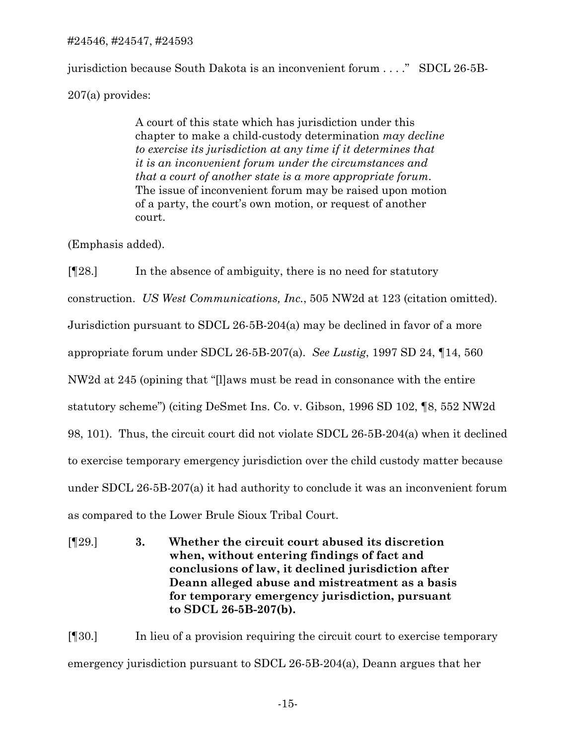jurisdiction because South Dakota is an inconvenient forum . . . ." SDCL 26-5B-207(a) provides:

> A court of this state which has jurisdiction under this chapter to make a child-custody determination *may decline to exercise its jurisdiction at any time if it determines that it is an inconvenient forum under the circumstances and that a court of another state is a more appropriate forum*. The issue of inconvenient forum may be raised upon motion of a party, the court's own motion, or request of another court.

(Emphasis added).

[¶28.] In the absence of ambiguity, there is no need for statutory construction. *US West Communications, Inc.*, 505 NW2d at 123 (citation omitted). Jurisdiction pursuant to SDCL 26-5B-204(a) may be declined in favor of a more appropriate forum under SDCL 26-5B-207(a). *See Lustig*, 1997 SD 24, ¶14, 560 NW2d at 245 (opining that "[l]aws must be read in consonance with the entire statutory scheme") (citing DeSmet Ins. Co. v. Gibson, 1996 SD 102, ¶8, 552 NW2d 98, 101). Thus, the circuit court did not violate SDCL 26-5B-204(a) when it declined to exercise temporary emergency jurisdiction over the child custody matter because under SDCL 26-5B-207(a) it had authority to conclude it was an inconvenient forum as compared to the Lower Brule Sioux Tribal Court.

[¶29.] **3. Whether the circuit court abused its discretion when, without entering findings of fact and conclusions of law, it declined jurisdiction after Deann alleged abuse and mistreatment as a basis for temporary emergency jurisdiction, pursuant to SDCL 26-5B-207(b).**

[¶30.] In lieu of a provision requiring the circuit court to exercise temporary emergency jurisdiction pursuant to SDCL 26-5B-204(a), Deann argues that her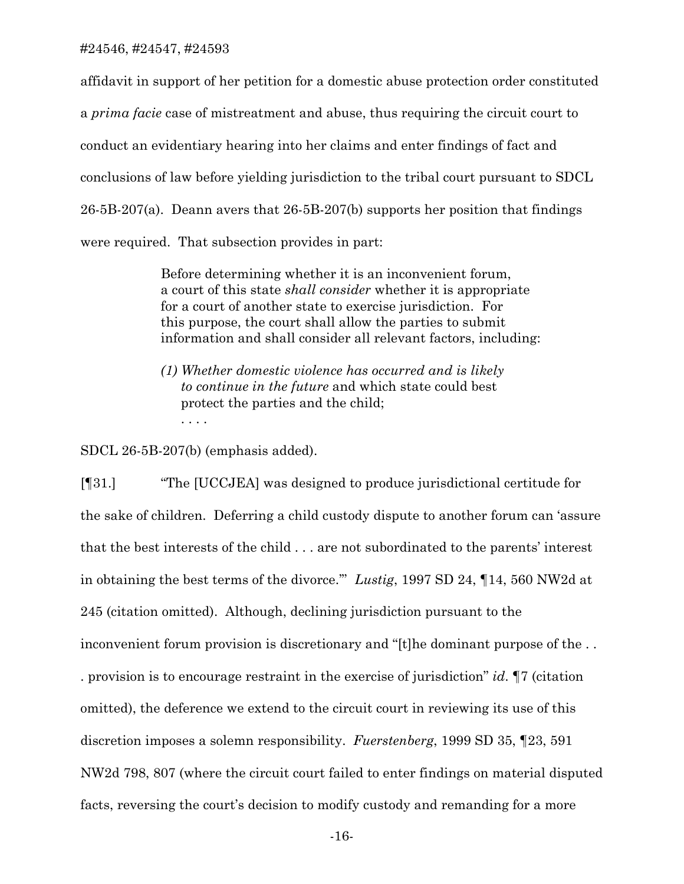affidavit in support of her petition for a domestic abuse protection order constituted a *prima facie* case of mistreatment and abuse, thus requiring the circuit court to conduct an evidentiary hearing into her claims and enter findings of fact and conclusions of law before yielding jurisdiction to the tribal court pursuant to SDCL 26-5B-207(a). Deann avers that 26-5B-207(b) supports her position that findings were required. That subsection provides in part:

> Before determining whether it is an inconvenient forum, a court of this state *shall consider* whether it is appropriate for a court of another state to exercise jurisdiction. For this purpose, the court shall allow the parties to submit information and shall consider all relevant factors, including:
>
> *(1) Whether domestic violence has occurred and is likely to continue in the future* and which state could best protect the parties and the child;
>
> . . . .

SDCL 26-5B-207(b) (emphasis added).

[¶31.] "The [UCCJEA] was designed to produce jurisdictional certitude for the sake of children. Deferring a child custody dispute to another forum can 'assure that the best interests of the child . . . are not subordinated to the parents' interest in obtaining the best terms of the divorce.'" *Lustig*, 1997 SD 24, ¶14, 560 NW2d at 245 (citation omitted). Although, declining jurisdiction pursuant to the inconvenient forum provision is discretionary and "[t]he dominant purpose of the . . . provision is to encourage restraint in the exercise of jurisdiction" *id.* ¶7 (citation omitted), the deference we extend to the circuit court in reviewing its use of this discretion imposes a solemn responsibility. *Fuerstenberg*, 1999 SD 35, ¶23, 591 NW2d 798, 807 (where the circuit court failed to enter findings on material disputed facts, reversing the court's decision to modify custody and remanding for a more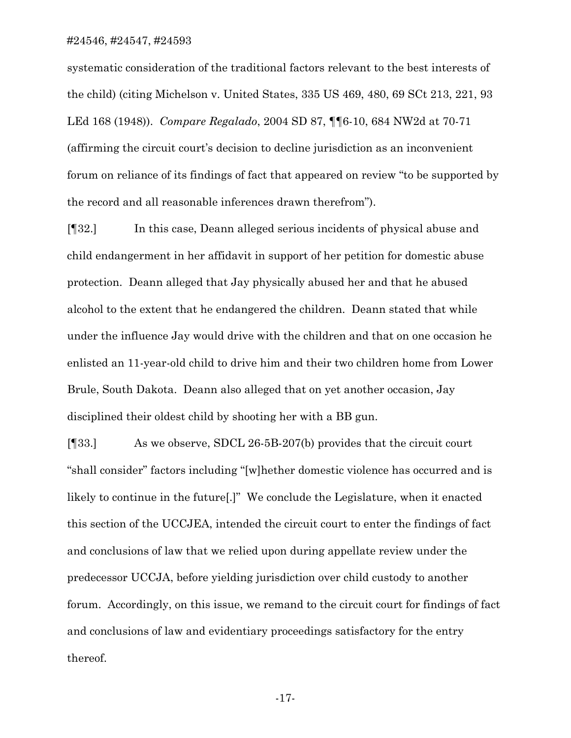systematic consideration of the traditional factors relevant to the best interests of the child) (citing Michelson v. United States, 335 US 469, 480, 69 SCt 213, 221, 93 LEd 168 (1948)). *Compare Regalado*, 2004 SD 87, ¶¶6-10, 684 NW2d at 70-71 (affirming the circuit court's decision to decline jurisdiction as an inconvenient forum on reliance of its findings of fact that appeared on review "to be supported by the record and all reasonable inferences drawn therefrom").

[¶32.] In this case, Deann alleged serious incidents of physical abuse and child endangerment in her affidavit in support of her petition for domestic abuse protection. Deann alleged that Jay physically abused her and that he abused alcohol to the extent that he endangered the children. Deann stated that while under the influence Jay would drive with the children and that on one occasion he enlisted an 11-year-old child to drive him and their two children home from Lower Brule, South Dakota. Deann also alleged that on yet another occasion, Jay disciplined their oldest child by shooting her with a BB gun.

[¶33.] As we observe, SDCL 26-5B-207(b) provides that the circuit court "shall consider" factors including "[w]hether domestic violence has occurred and is likely to continue in the future[.]" We conclude the Legislature, when it enacted this section of the UCCJEA, intended the circuit court to enter the findings of fact and conclusions of law that we relied upon during appellate review under the predecessor UCCJA, before yielding jurisdiction over child custody to another forum. Accordingly, on this issue, we remand to the circuit court for findings of fact and conclusions of law and evidentiary proceedings satisfactory for the entry thereof.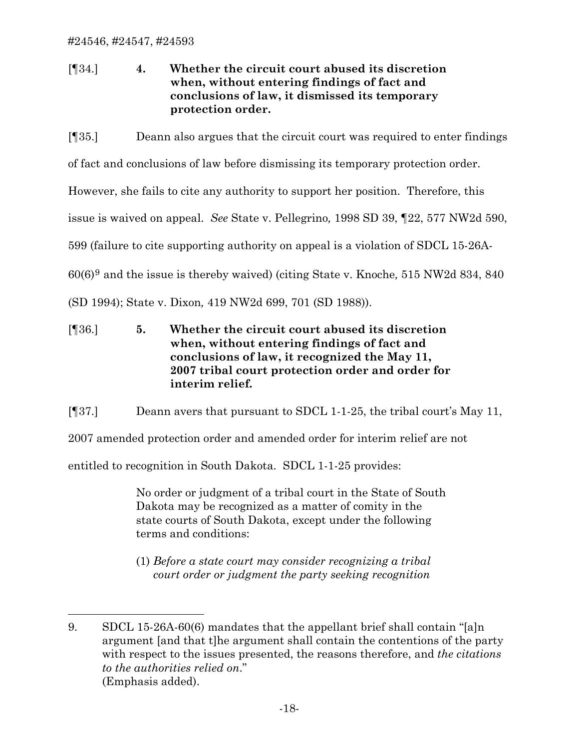[¶34.] **4. Whether the circuit court abused its discretion when, without entering findings of fact and conclusions of law, it dismissed its temporary protection order.**

[¶35.] Deann also argues that the circuit court was required to enter findings of fact and conclusions of law before dismissing its temporary protection order. However, she fails to cite any authority to support her position. Therefore, this issue is waived on appeal. *See* State v. Pellegrino*,* 1998 SD 39, ¶22, 577 NW2d 590, 599 (failure to cite supporting authority on appeal is a violation of SDCL 15-26A-60(6)[9] and the issue is thereby waived) (citing State v. Knoche*,* 515 NW2d 834, 840 (SD 1994); State v. Dixon*,* 419 NW2d 699, 701 (SD 1988)).

[¶36.] **5. Whether the circuit court abused its discretion when, without entering findings of fact and conclusions of law, it recognized the May 11, 2007 tribal court protection order and order for interim relief.**

[¶37.] Deann avers that pursuant to SDCL 1-1-25, the tribal court's May 11, 2007 amended protection order and amended order for interim relief are not entitled to recognition in South Dakota. SDCL 1-1-25 provides:

> No order or judgment of a tribal court in the State of South Dakota may be recognized as a matter of comity in the state courts of South Dakota, except under the following terms and conditions:
>
> (1) *Before a state court may consider recognizing a tribal court order or judgment the party seeking recognition*

---

9. SDCL 15-26A-60(6) mandates that the appellant brief shall contain "[a]n argument [and that t]he argument shall contain the contentions of the party with respect to the issues presented, the reasons therefore, and *the citations to the authorities relied on*." (Emphasis added).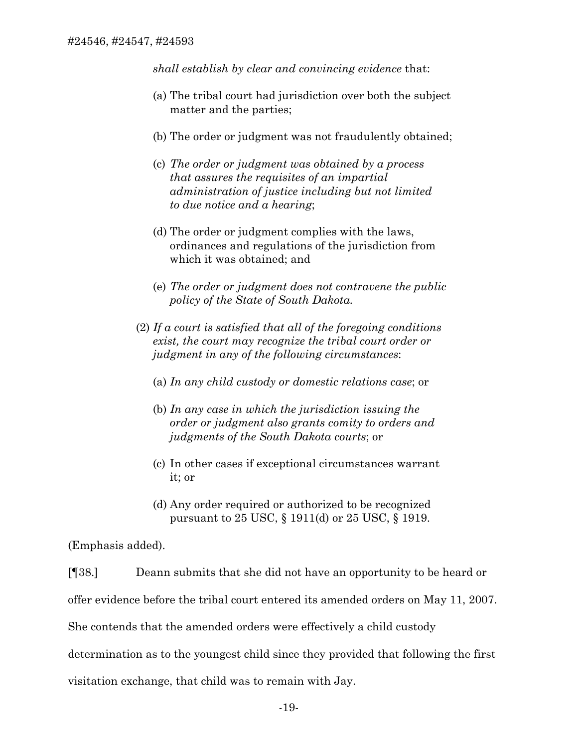*shall establish by clear and convincing evidence* that:

> (a) The tribal court had jurisdiction over both the subject matter and the parties;
>
> (b) The order or judgment was not fraudulently obtained;
>
> (c) *The order or judgment was obtained by a process that assures the requisites of an impartial administration of justice including but not limited to due notice and a hearing*;
>
> (d) The order or judgment complies with the laws, ordinances and regulations of the jurisdiction from which it was obtained; and
>
> (e) *The order or judgment does not contravene the public policy of the State of South Dakota.*

(2) *If a court is satisfied that all of the foregoing conditions exist, the court may recognize the tribal court order or judgment in any of the following circumstances*:

> (a) *In any child custody or domestic relations case*; or
>
> (b) *In any case in which the jurisdiction issuing the order or judgment also grants comity to orders and judgments of the South Dakota courts*; or
>
> (c) In other cases if exceptional circumstances warrant it; or
>
> (d) Any order required or authorized to be recognized pursuant to 25 USC, § 1911(d) or 25 USC, § 1919.

(Emphasis added).

[¶38.] Deann submits that she did not have an opportunity to be heard or offer evidence before the tribal court entered its amended orders on May 11, 2007. She contends that the amended orders were effectively a child custody determination as to the youngest child since they provided that following the first visitation exchange, that child was to remain with Jay.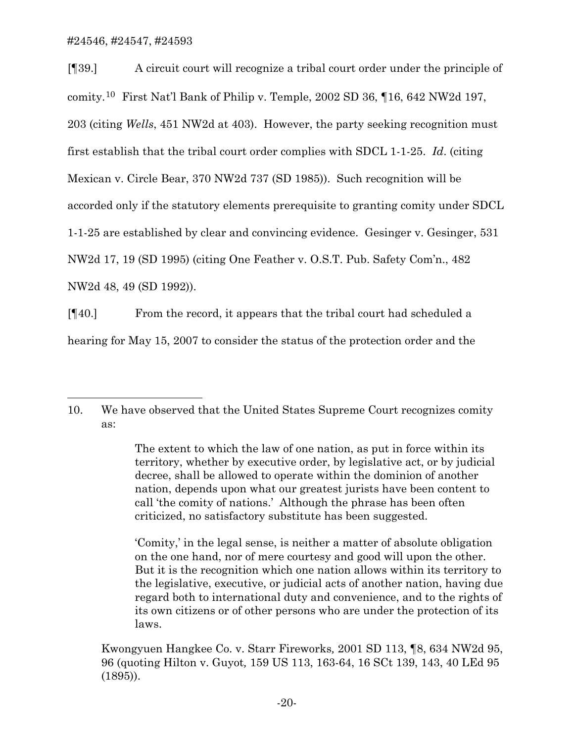[¶39.] A circuit court will recognize a tribal court order under the principle of comity.[10] First Nat'l Bank of Philip v. Temple, 2002 SD 36, ¶16, 642 NW2d 197, 203 (citing *Wells*, 451 NW2d at 403). However, the party seeking recognition must first establish that the tribal court order complies with SDCL 1-1-25. *Id*. (citing Mexican v. Circle Bear, 370 NW2d 737 (SD 1985)). Such recognition will be accorded only if the statutory elements prerequisite to granting comity under SDCL 1-1-25 are established by clear and convincing evidence. Gesinger v. Gesinger, 531 NW2d 17, 19 (SD 1995) (citing One Feather v. O.S.T. Pub. Safety Com'n., 482 NW2d 48, 49 (SD 1992)).

[¶40.] From the record, it appears that the tribal court had scheduled a hearing for May 15, 2007 to consider the status of the protection order and the

---

10. We have observed that the United States Supreme Court recognizes comity as:

> The extent to which the law of one nation, as put in force within its territory, whether by executive order, by legislative act, or by judicial decree, shall be allowed to operate within the dominion of another nation, depends upon what our greatest jurists have been content to call 'the comity of nations.' Although the phrase has been often criticized, no satisfactory substitute has been suggested.
>
> 'Comity,' in the legal sense, is neither a matter of absolute obligation on the one hand, nor of mere courtesy and good will upon the other. But it is the recognition which one nation allows within its territory to the legislative, executive, or judicial acts of another nation, having due regard both to international duty and convenience, and to the rights of its own citizens or of other persons who are under the protection of its laws.

Kwongyuen Hangkee Co. v. Starr Fireworks*,* 2001 SD 113, ¶8, 634 NW2d 95, 96 (quoting Hilton v. Guyot*,* 159 US 113, 163-64, 16 SCt 139, 143, 40 LEd 95 (1895)).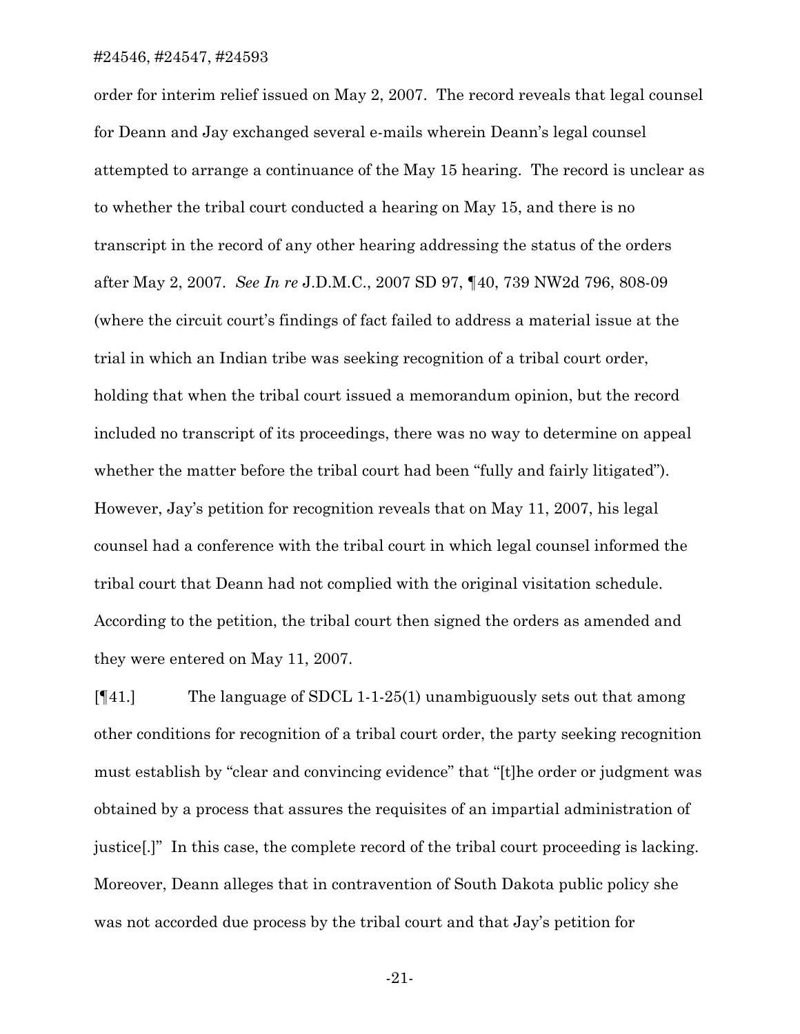order for interim relief issued on May 2, 2007. The record reveals that legal counsel for Deann and Jay exchanged several e-mails wherein Deann's legal counsel attempted to arrange a continuance of the May 15 hearing. The record is unclear as to whether the tribal court conducted a hearing on May 15, and there is no transcript in the record of any other hearing addressing the status of the orders after May 2, 2007. *See In re* J.D.M.C., 2007 SD 97, ¶40, 739 NW2d 796, 808-09 (where the circuit court's findings of fact failed to address a material issue at the trial in which an Indian tribe was seeking recognition of a tribal court order, holding that when the tribal court issued a memorandum opinion, but the record included no transcript of its proceedings, there was no way to determine on appeal whether the matter before the tribal court had been "fully and fairly litigated"). However, Jay's petition for recognition reveals that on May 11, 2007, his legal counsel had a conference with the tribal court in which legal counsel informed the tribal court that Deann had not complied with the original visitation schedule. According to the petition, the tribal court then signed the orders as amended and they were entered on May 11, 2007.

[¶41.] The language of SDCL 1-1-25(1) unambiguously sets out that among other conditions for recognition of a tribal court order, the party seeking recognition must establish by "clear and convincing evidence" that "[t]he order or judgment was obtained by a process that assures the requisites of an impartial administration of justice[.]" In this case, the complete record of the tribal court proceeding is lacking. Moreover, Deann alleges that in contravention of South Dakota public policy she was not accorded due process by the tribal court and that Jay's petition for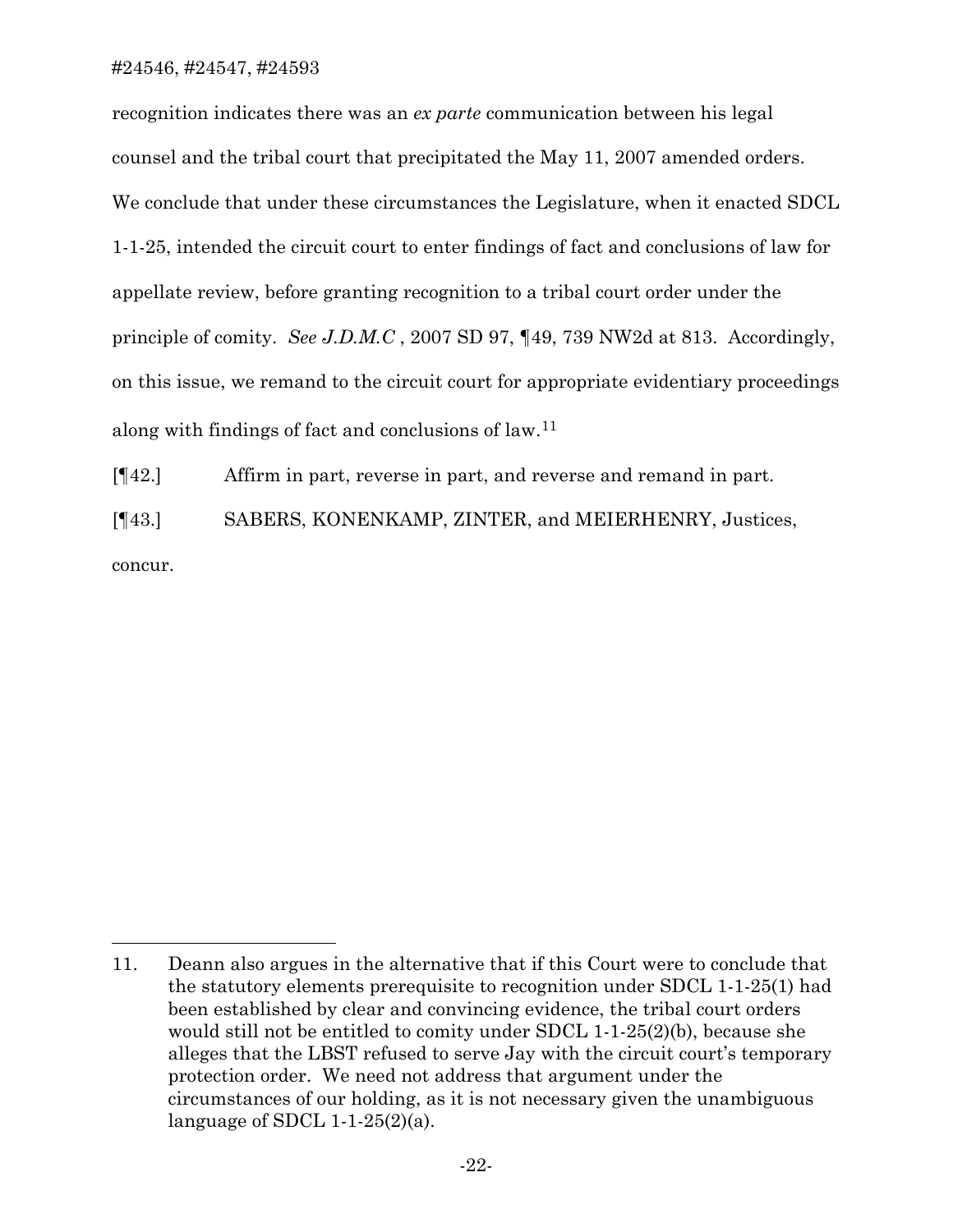recognition indicates there was an *ex parte* communication between his legal counsel and the tribal court that precipitated the May 11, 2007 amended orders. We conclude that under these circumstances the Legislature, when it enacted SDCL 1-1-25, intended the circuit court to enter findings of fact and conclusions of law for appellate review, before granting recognition to a tribal court order under the principle of comity. *See J.D.M.C* , 2007 SD 97, ¶49, 739 NW2d at 813. Accordingly, on this issue, we remand to the circuit court for appropriate evidentiary proceedings along with findings of fact and conclusions of law.[11]

[¶42.] Affirm in part, reverse in part, and reverse and remand in part.

[¶43.] SABERS, KONENKAMP, ZINTER, and MEIERHENRY, Justices, concur.

---

11. Deann also argues in the alternative that if this Court were to conclude that the statutory elements prerequisite to recognition under SDCL 1-1-25(1) had been established by clear and convincing evidence, the tribal court orders would still not be entitled to comity under SDCL 1-1-25(2)(b), because she alleges that the LBST refused to serve Jay with the circuit court's temporary protection order. We need not address that argument under the circumstances of our holding, as it is not necessary given the unambiguous language of SDCL 1-1-25(2)(a).